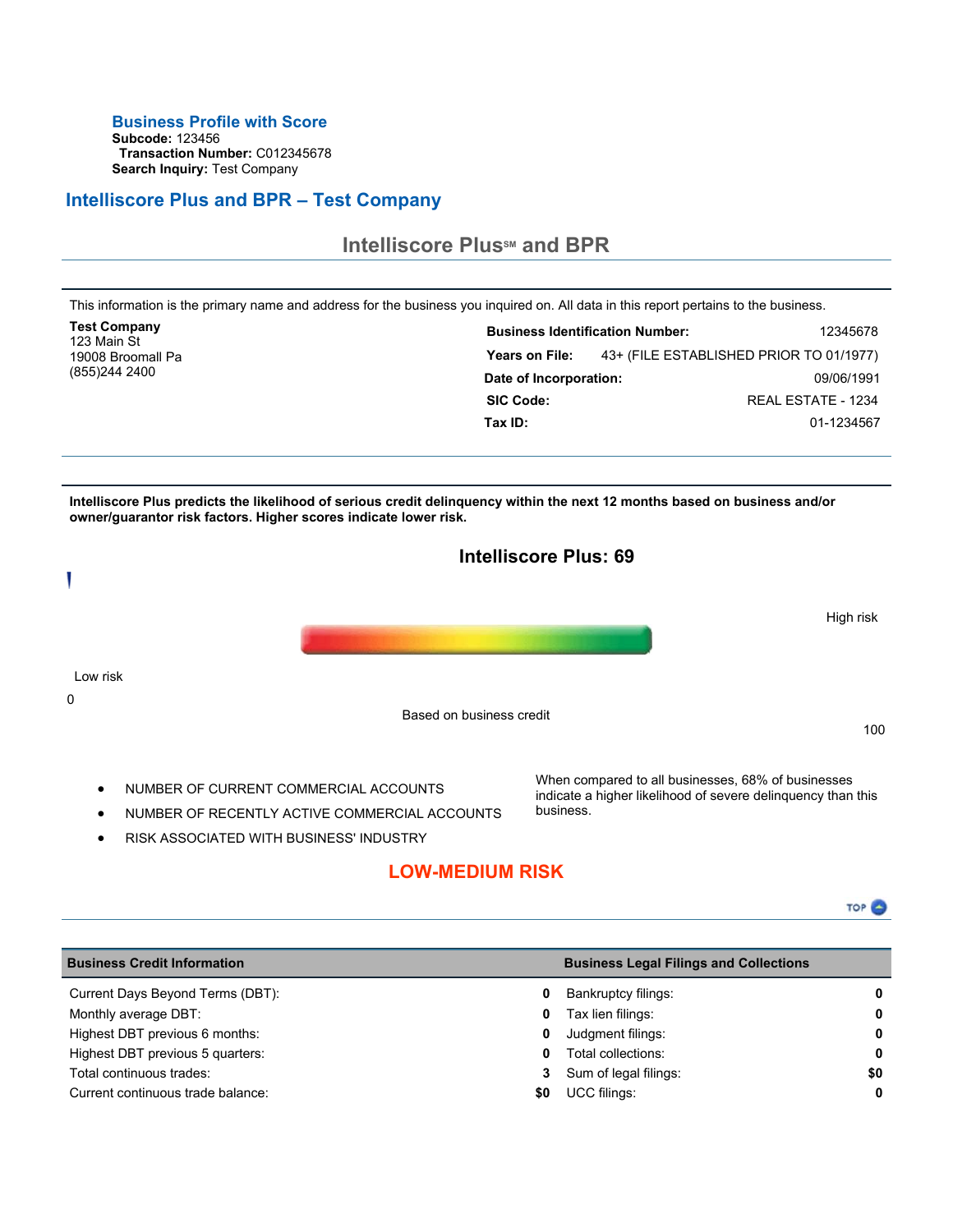## Business Profile with Score

**Subcode:** 123456
**Transaction Number:** C012345678
**Search Inquiry:** Test Company

## Intelliscore Plus and BPR – Test Company

### Intelliscore Plus℠ and BPR

This information is the primary name and address for the business you inquired on. All data in this report pertains to the business.

**Test Company**
123 Main St
19008 Broomall Pa
(855)244 2400

| | |
|---|---|
| **Business Identification Number:** | 12345678 |
| **Years on File:** | 43+ (FILE ESTABLISHED PRIOR TO 01/1977) |
| **Date of Incorporation:** | 09/06/1991 |
| **SIC Code:** | REAL ESTATE - 1234 |
| **Tax ID:** | 01-1234567 |

**Intelliscore Plus predicts the likelihood of serious credit delinquency within the next 12 months based on business and/or owner/guarantor risk factors. Higher scores indicate lower risk.**

### Intelliscore Plus: 69

High risk

Low risk

0

Based on business credit

100

- NUMBER OF CURRENT COMMERCIAL ACCOUNTS
- NUMBER OF RECENTLY ACTIVE COMMERCIAL ACCOUNTS
- RISK ASSOCIATED WITH BUSINESS' INDUSTRY

When compared to all businesses, 68% of businesses indicate a higher likelihood of severe delinquency than this business.

**LOW-MEDIUM RISK**

| Business Credit Information | | Business Legal Filings and Collections | |
|---|---|---|---|
| Current Days Beyond Terms (DBT): | **0** | Bankruptcy filings: | **0** |
| Monthly average DBT: | **0** | Tax lien filings: | **0** |
| Highest DBT previous 6 months: | **0** | Judgment filings: | **0** |
| Highest DBT previous 5 quarters: | **0** | Total collections: | **0** |
| Total continuous trades: | **3** | Sum of legal filings: | **$0** |
| Current continuous trade balance: | **$0** | UCC filings: | **0** |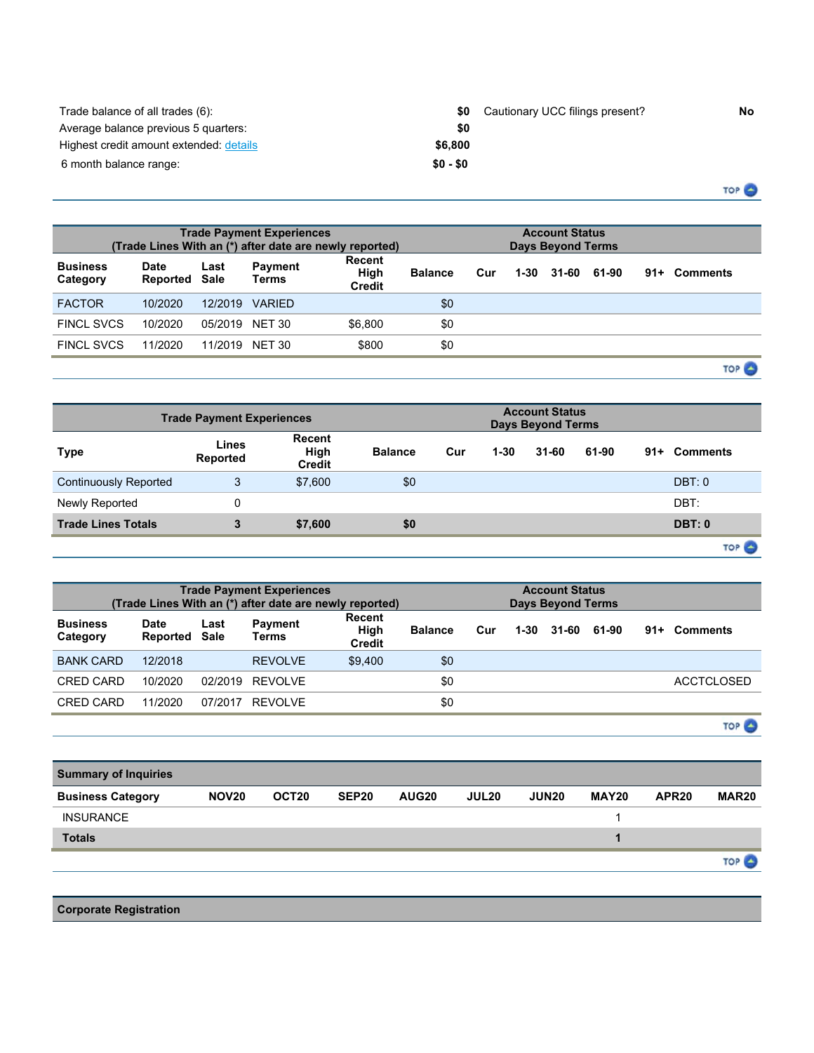| | | | |
|---|---|---|---|
| Trade balance of all trades (6): | $0 | Cautionary UCC filings present? | No |
| Average balance previous 5 quarters: | $0 | | |
| Highest credit amount extended: details | $6,800 | | |
| 6 month balance range: | $0 - $0 | | |

| Trade Payment Experiences (Trade Lines With an (*) after date are newly reported) | | | | | | Account Status Days Beyond Terms | | | | | |
|---|---|---|---|---|---|---|---|---|---|---|---|
| **Business Category** | **Date Reported** | **Last Sale** | **Payment Terms** | **Recent High Credit** | **Balance** | **Cur** | **1-30** | **31-60** | **61-90** | **91+** | **Comments** |
| FACTOR | 10/2020 | 12/2019 | VARIED | | $0 | | | | | | |
| FINCL SVCS | 10/2020 | 05/2019 | NET 30 | $6,800 | $0 | | | | | | |
| FINCL SVCS | 11/2020 | 11/2019 | NET 30 | $800 | $0 | | | | | | |

| Trade Payment Experiences | | | | Account Status Days Beyond Terms | | | | | |
|---|---|---|---|---|---|---|---|---|---|
| **Type** | **Lines Reported** | **Recent High Credit** | **Balance** | **Cur** | **1-30** | **31-60** | **61-90** | **91+** | **Comments** |
| Continuously Reported | 3 | $7,600 | $0 | | | | | | DBT: 0 |
| Newly Reported | 0 | | | | | | | | DBT: |
| **Trade Lines Totals** | **3** | **$7,600** | **$0** | | | | | | **DBT: 0** |

| Trade Payment Experiences (Trade Lines With an (*) after date are newly reported) | | | | | | Account Status Days Beyond Terms | | | | | |
|---|---|---|---|---|---|---|---|---|---|---|---|
| **Business Category** | **Date Reported** | **Last Sale** | **Payment Terms** | **Recent High Credit** | **Balance** | **Cur** | **1-30** | **31-60** | **61-90** | **91+** | **Comments** |
| BANK CARD | 12/2018 | | REVOLVE | $9,400 | $0 | | | | | | |
| CRED CARD | 10/2020 | 02/2019 | REVOLVE | | $0 | | | | | | ACCTCLOSED |
| CRED CARD | 11/2020 | 07/2017 | REVOLVE | | $0 | | | | | | |

| Summary of Inquiries | | | | | | | | | |
|---|---|---|---|---|---|---|---|---|---|
| **Business Category** | **NOV20** | **OCT20** | **SEP20** | **AUG20** | **JUL20** | **JUN20** | **MAY20** | **APR20** | **MAR20** |
| INSURANCE | | | | | | | 1 | | |
| **Totals** | | | | | | | **1** | | |

## Corporate Registration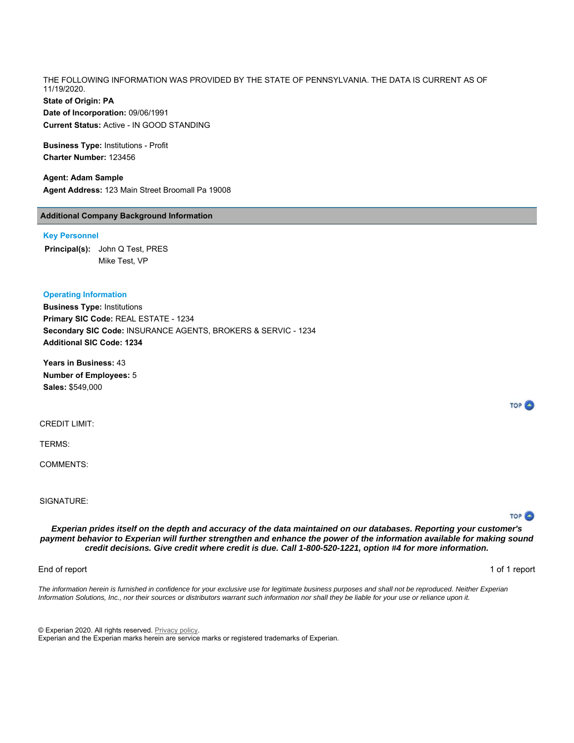THE FOLLOWING INFORMATION WAS PROVIDED BY THE STATE OF PENNSYLVANIA. THE DATA IS CURRENT AS OF 11/19/2020.

**State of Origin: PA**
**Date of Incorporation:** 09/06/1991
**Current Status:** Active - IN GOOD STANDING

**Business Type:** Institutions - Profit
**Charter Number:** 123456

**Agent: Adam Sample**
**Agent Address:** 123 Main Street Broomall Pa 19008

## Additional Company Background Information

### Key Personnel

**Principal(s):** John Q Test, PRES
Mike Test, VP

### Operating Information

**Business Type:** Institutions
**Primary SIC Code:** REAL ESTATE - 1234
**Secondary SIC Code:** INSURANCE AGENTS, BROKERS & SERVIC - 1234
**Additional SIC Code: 1234**

**Years in Business:** 43
**Number of Employees:** 5
**Sales:** $549,000

CREDIT LIMIT:

TERMS:

COMMENTS:

SIGNATURE:

***Experian prides itself on the depth and accuracy of the data maintained on our databases. Reporting your customer's payment behavior to Experian will further strengthen and enhance the power of the information available for making sound credit decisions. Give credit where credit is due. Call 1-800-520-1221, option #4 for more information.***

End of report

*The information herein is furnished in confidence for your exclusive use for legitimate business purposes and shall not be reproduced. Neither Experian Information Solutions, Inc., nor their sources or distributors warrant such information nor shall they be liable for your use or reliance upon it.*

© Experian 2020. All rights reserved. Privacy policy.
Experian and the Experian marks herein are service marks or registered trademarks of Experian.